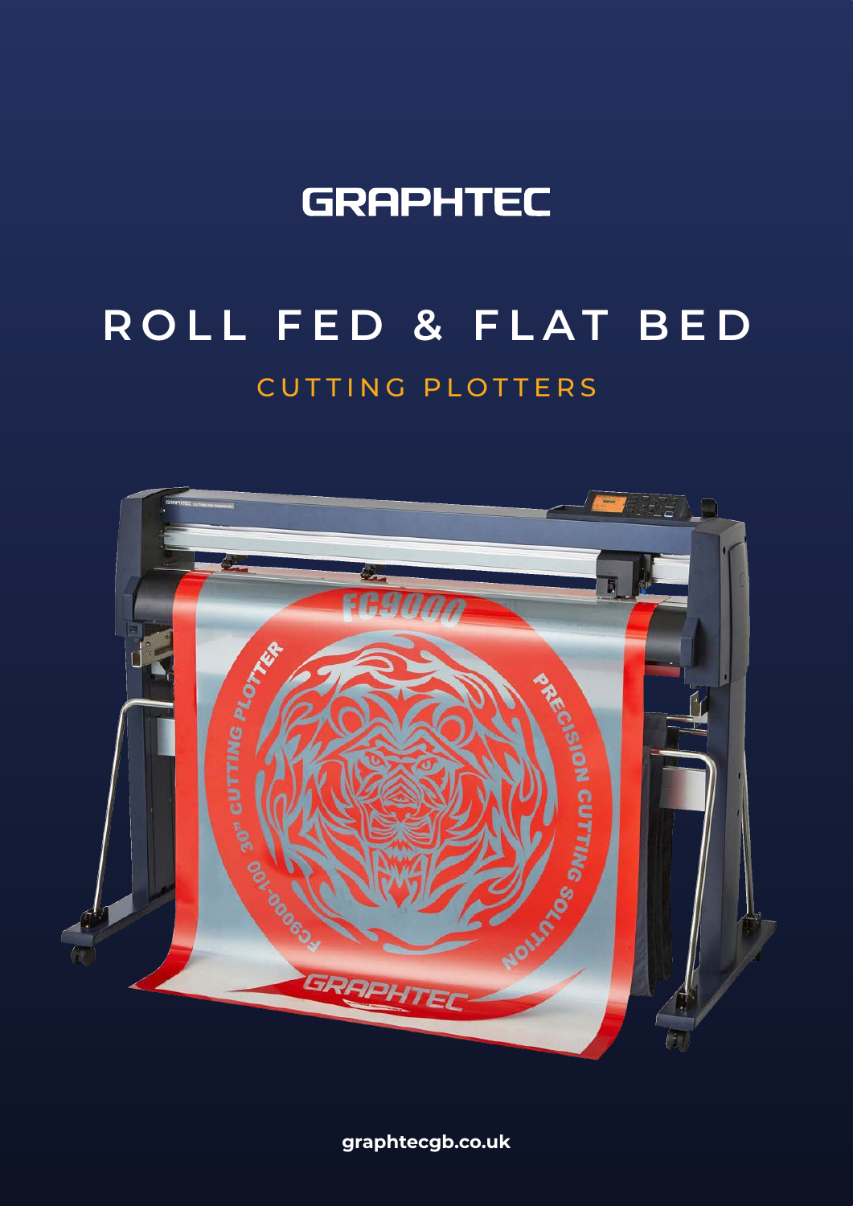# GRAPHTEC

## ROLL FED & FLAT BED

### CUTTING PLOTTERS

**graphtecgb.co.uk**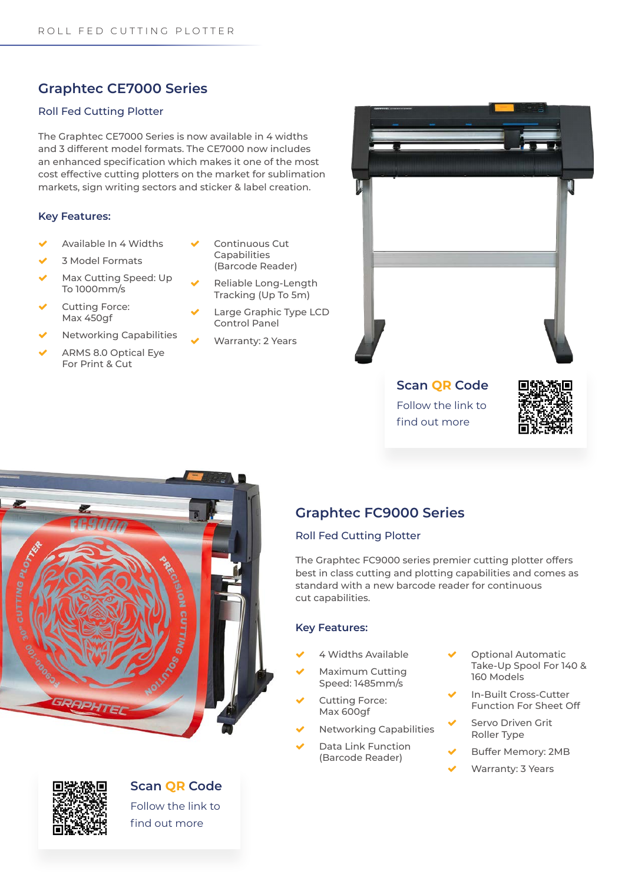## Graphtec CE7000 Series

### Roll Fed Cutting Plotter

The Graphtec CE7000 Series is now available in 4 widths and 3 different model formats. The CE7000 now includes an enhanced specification which makes it one of the most cost effective cutting plotters on the market for sublimation markets, sign writing sectors and sticker & label creation.

**Key Features:**

- Available In 4 Widths
- 3 Model Formats
- Max Cutting Speed: Up To 1000mm/s
- Cutting Force: Max 450gf
- Networking Capabilities
- ARMS 8.0 Optical Eye For Print & Cut
- Continuous Cut Capabilities (Barcode Reader)
- Reliable Long-Length Tracking (Up To 5m)
- Large Graphic Type LCD Control Panel
- Warranty: 2 Years

**Scan QR Code**

Follow the link to find out more

## Graphtec FC9000 Series

### Roll Fed Cutting Plotter

The Graphtec FC9000 series premier cutting plotter offers best in class cutting and plotting capabilities and comes as standard with a new barcode reader for continuous cut capabilities.

**Key Features:**

- 4 Widths Available
- Maximum Cutting Speed: 1485mm/s
- Cutting Force: Max 600gf
- Networking Capabilities
- Data Link Function (Barcode Reader)
- Optional Automatic Take-Up Spool For 140 & 160 Models
- In-Built Cross-Cutter Function For Sheet Off
- Servo Driven Grit Roller Type
- Buffer Memory: 2MB
- Warranty: 3 Years

**Scan QR Code**

Follow the link to find out more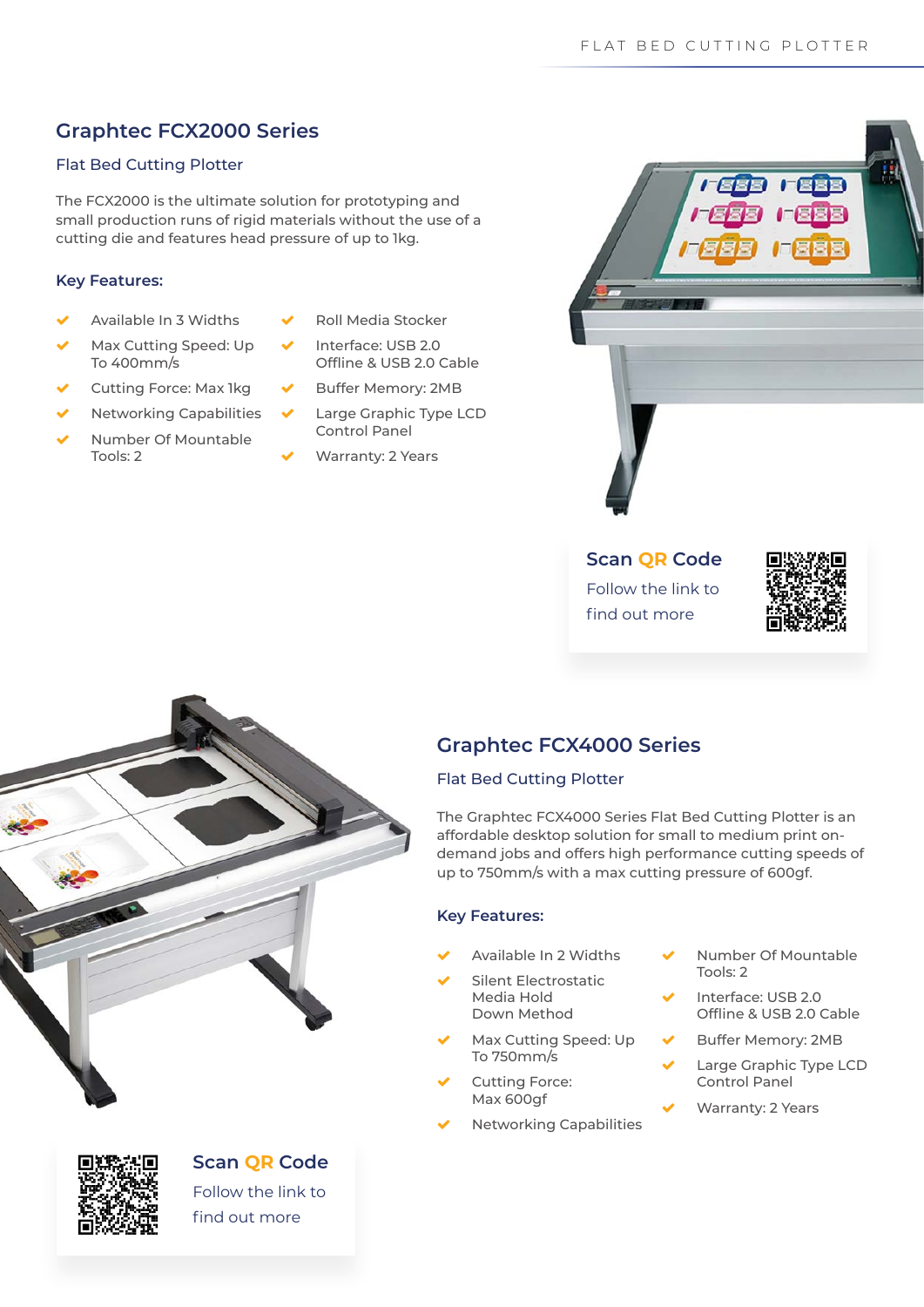## Graphtec FCX2000 Series

### Flat Bed Cutting Plotter

The FCX2000 is the ultimate solution for prototyping and small production runs of rigid materials without the use of a cutting die and features head pressure of up to 1kg.

### Key Features:

- Available In 3 Widths
- Max Cutting Speed: Up To 400mm/s
- Cutting Force: Max 1kg
- Networking Capabilities
- Number Of Mountable Tools: 2
- Roll Media Stocker
- Interface: USB 2.0 Offline & USB 2.0 Cable
- Buffer Memory: 2MB
- Large Graphic Type LCD Control Panel
- Warranty: 2 Years

**Scan QR Code**

Follow the link to find out more

## Graphtec FCX4000 Series

### Flat Bed Cutting Plotter

The Graphtec FCX4000 Series Flat Bed Cutting Plotter is an affordable desktop solution for small to medium print on-demand jobs and offers high performance cutting speeds of up to 750mm/s with a max cutting pressure of 600gf.

### Key Features:

- Available In 2 Widths
- Silent Electrostatic Media Hold Down Method
- Max Cutting Speed: Up To 750mm/s
- Cutting Force: Max 600gf
- Networking Capabilities
- Number Of Mountable Tools: 2
- Interface: USB 2.0 Offline & USB 2.0 Cable
- Buffer Memory: 2MB
- Large Graphic Type LCD Control Panel
- Warranty: 2 Years

**Scan QR Code**

Follow the link to find out more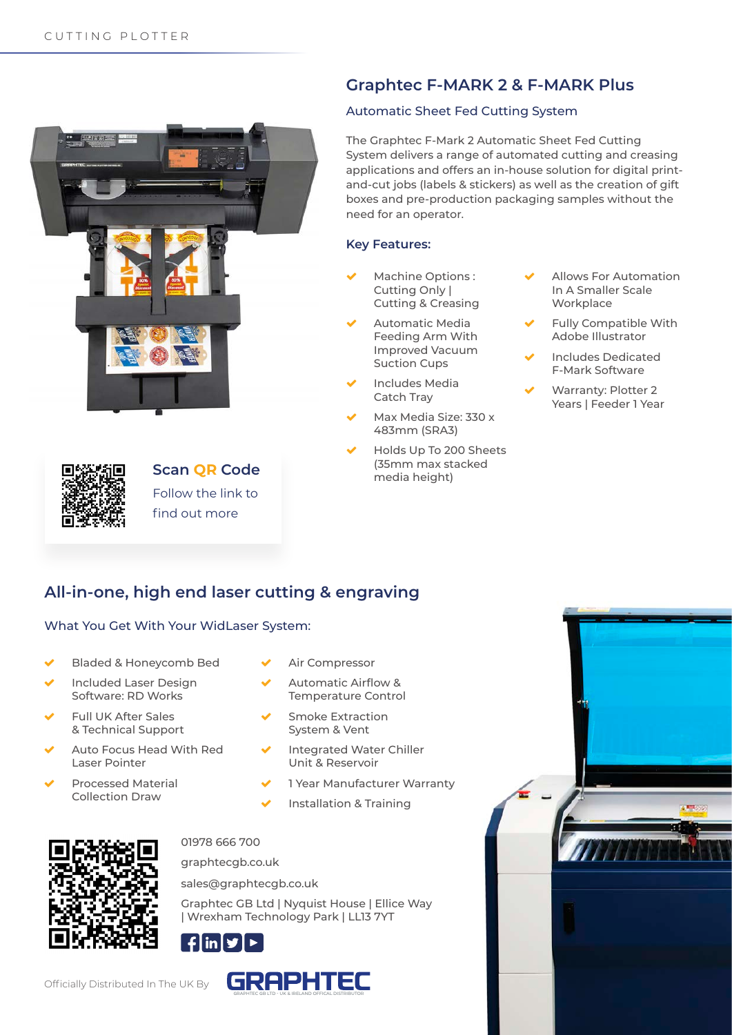CUTTING PLOTTER

## Graphtec F-MARK 2 & F-MARK Plus

### Automatic Sheet Fed Cutting System

The Graphtec F-Mark 2 Automatic Sheet Fed Cutting System delivers a range of automated cutting and creasing applications and offers an in-house solution for digital print-and-cut jobs (labels & stickers) as well as the creation of gift boxes and pre-production packaging samples without the need for an operator.

### Key Features:

- Machine Options : Cutting Only | Cutting & Creasing
- Automatic Media Feeding Arm With Improved Vacuum Suction Cups
- Includes Media Catch Tray
- Max Media Size: 330 x 483mm (SRA3)
- Holds Up To 200 Sheets (35mm max stacked media height)
- Allows For Automation In A Smaller Scale Workplace
- Fully Compatible With Adobe Illustrator
- Includes Dedicated F-Mark Software
- Warranty: Plotter 2 Years | Feeder 1 Year

**Scan QR Code**

Follow the link to find out more

## All-in-one, high end laser cutting & engraving

### What You Get With Your WidLaser System:

- Bladed & Honeycomb Bed
- Included Laser Design Software: RD Works
- Full UK After Sales & Technical Support
- Auto Focus Head With Red Laser Pointer
- Processed Material Collection Draw
- Air Compressor
- Automatic Airflow & Temperature Control
- Smoke Extraction System & Vent
- Integrated Water Chiller Unit & Reservoir
- 1 Year Manufacturer Warranty
- Installation & Training

01978 666 700

graphtecgb.co.uk

sales@graphtecgb.co.uk

Graphtec GB Ltd | Nyquist House | Ellice Way | Wrexham Technology Park | LL13 7YT

Officially Distributed In The UK By GRAPHTEC

GRAPHTEC GB LTD - UK & IRELAND OFFICAL DISTRIBUTOR